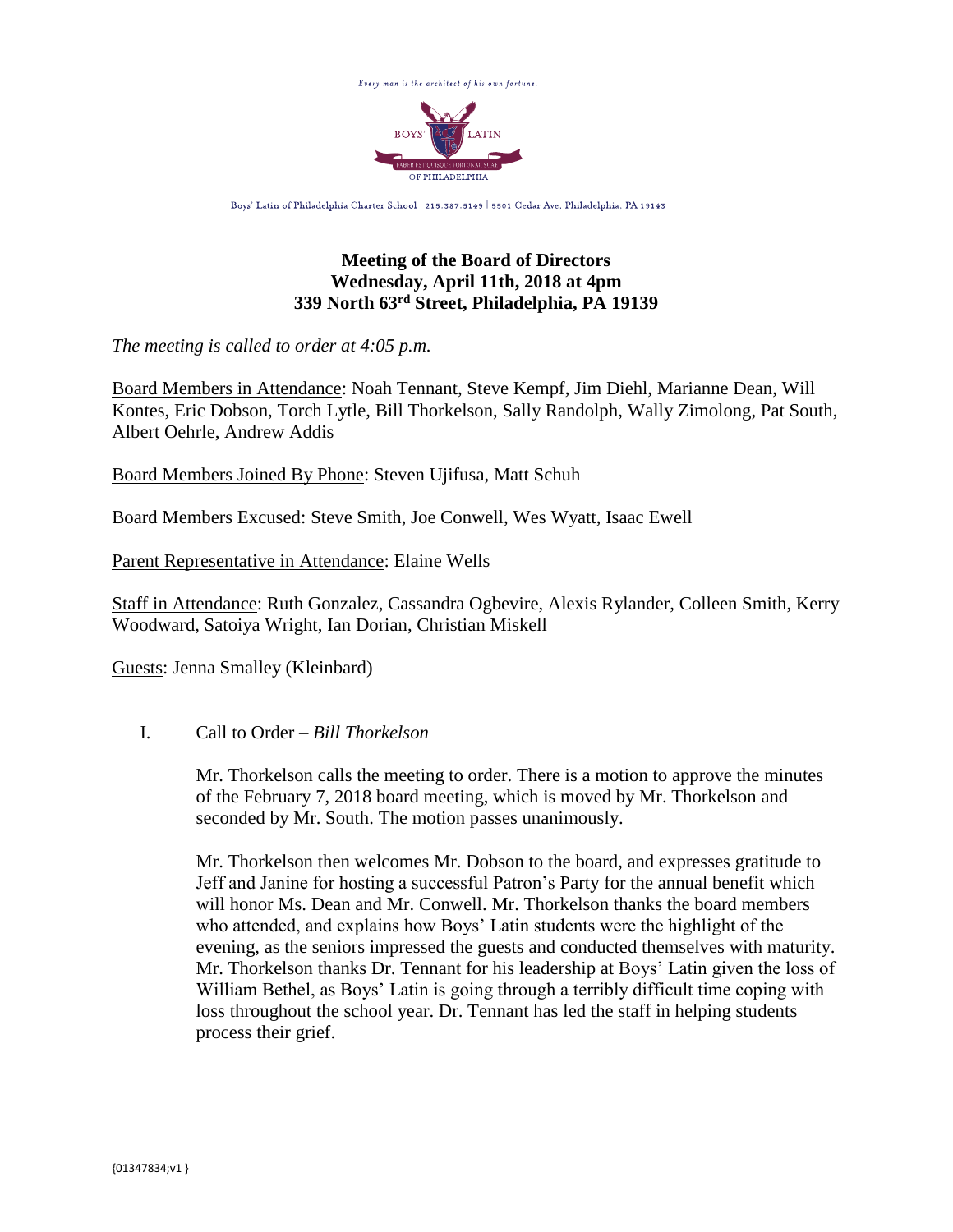Every man is the architect of his own fortune.

BOYS' LATIN

FABER EST QUISQUE FORTUNAE SUAE

OF PHILADELPHIA

Boys' Latin of Philadelphia Charter School | 215.387.5149 | 5501 Cedar Ave, Philadelphia, PA 19143

# Meeting of the Board of Directors
## Wednesday, April 11th, 2018 at 4pm
## 339 North 63rd Street, Philadelphia, PA 19139

*The meeting is called to order at 4:05 p.m.*

Board Members in Attendance: Noah Tennant, Steve Kempf, Jim Diehl, Marianne Dean, Will Kontes, Eric Dobson, Torch Lytle, Bill Thorkelson, Sally Randolph, Wally Zimolong, Pat South, Albert Oehrle, Andrew Addis

Board Members Joined By Phone: Steven Ujifusa, Matt Schuh

Board Members Excused: Steve Smith, Joe Conwell, Wes Wyatt, Isaac Ewell

Parent Representative in Attendance: Elaine Wells

Staff in Attendance: Ruth Gonzalez, Cassandra Ogbevire, Alexis Rylander, Colleen Smith, Kerry Woodward, Satoiya Wright, Ian Dorian, Christian Miskell

Guests: Jenna Smalley (Kleinbard)

I. Call to Order – *Bill Thorkelson*

Mr. Thorkelson calls the meeting to order. There is a motion to approve the minutes of the February 7, 2018 board meeting, which is moved by Mr. Thorkelson and seconded by Mr. South. The motion passes unanimously.

Mr. Thorkelson then welcomes Mr. Dobson to the board, and expresses gratitude to Jeff and Janine for hosting a successful Patron's Party for the annual benefit which will honor Ms. Dean and Mr. Conwell. Mr. Thorkelson thanks the board members who attended, and explains how Boys' Latin students were the highlight of the evening, as the seniors impressed the guests and conducted themselves with maturity. Mr. Thorkelson thanks Dr. Tennant for his leadership at Boys' Latin given the loss of William Bethel, as Boys' Latin is going through a terribly difficult time coping with loss throughout the school year. Dr. Tennant has led the staff in helping students process their grief.

{01347834;v1 }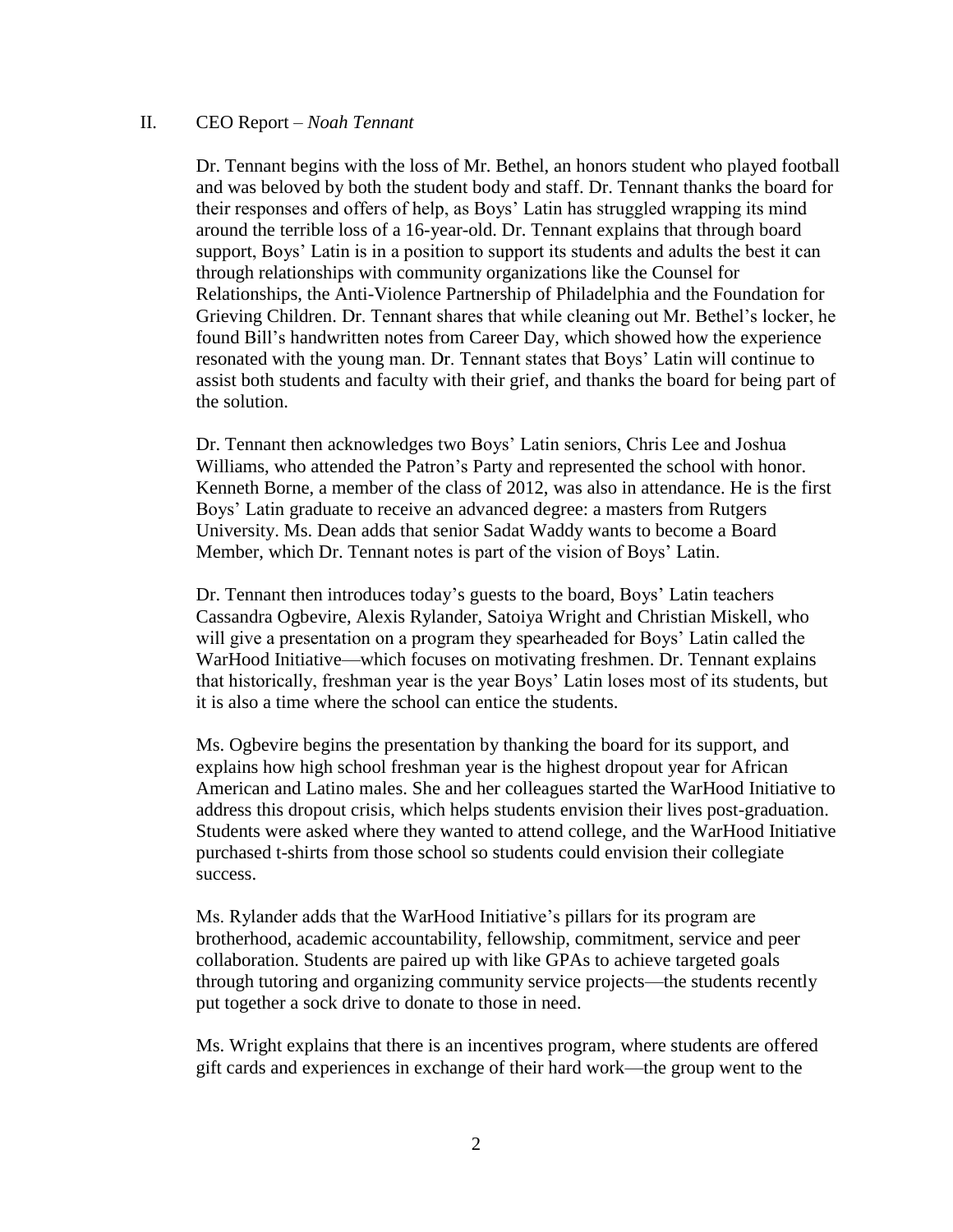## II. CEO Report – *Noah Tennant*

Dr. Tennant begins with the loss of Mr. Bethel, an honors student who played football and was beloved by both the student body and staff. Dr. Tennant thanks the board for their responses and offers of help, as Boys' Latin has struggled wrapping its mind around the terrible loss of a 16-year-old. Dr. Tennant explains that through board support, Boys' Latin is in a position to support its students and adults the best it can through relationships with community organizations like the Counsel for Relationships, the Anti-Violence Partnership of Philadelphia and the Foundation for Grieving Children. Dr. Tennant shares that while cleaning out Mr. Bethel's locker, he found Bill's handwritten notes from Career Day, which showed how the experience resonated with the young man. Dr. Tennant states that Boys' Latin will continue to assist both students and faculty with their grief, and thanks the board for being part of the solution.

Dr. Tennant then acknowledges two Boys' Latin seniors, Chris Lee and Joshua Williams, who attended the Patron's Party and represented the school with honor. Kenneth Borne, a member of the class of 2012, was also in attendance. He is the first Boys' Latin graduate to receive an advanced degree: a masters from Rutgers University. Ms. Dean adds that senior Sadat Waddy wants to become a Board Member, which Dr. Tennant notes is part of the vision of Boys' Latin.

Dr. Tennant then introduces today's guests to the board, Boys' Latin teachers Cassandra Ogbevire, Alexis Rylander, Satoiya Wright and Christian Miskell, who will give a presentation on a program they spearheaded for Boys' Latin called the WarHood Initiative—which focuses on motivating freshmen. Dr. Tennant explains that historically, freshman year is the year Boys' Latin loses most of its students, but it is also a time where the school can entice the students.

Ms. Ogbevire begins the presentation by thanking the board for its support, and explains how high school freshman year is the highest dropout year for African American and Latino males. She and her colleagues started the WarHood Initiative to address this dropout crisis, which helps students envision their lives post-graduation. Students were asked where they wanted to attend college, and the WarHood Initiative purchased t-shirts from those school so students could envision their collegiate success.

Ms. Rylander adds that the WarHood Initiative's pillars for its program are brotherhood, academic accountability, fellowship, commitment, service and peer collaboration. Students are paired up with like GPAs to achieve targeted goals through tutoring and organizing community service projects—the students recently put together a sock drive to donate to those in need.

Ms. Wright explains that there is an incentives program, where students are offered gift cards and experiences in exchange of their hard work—the group went to the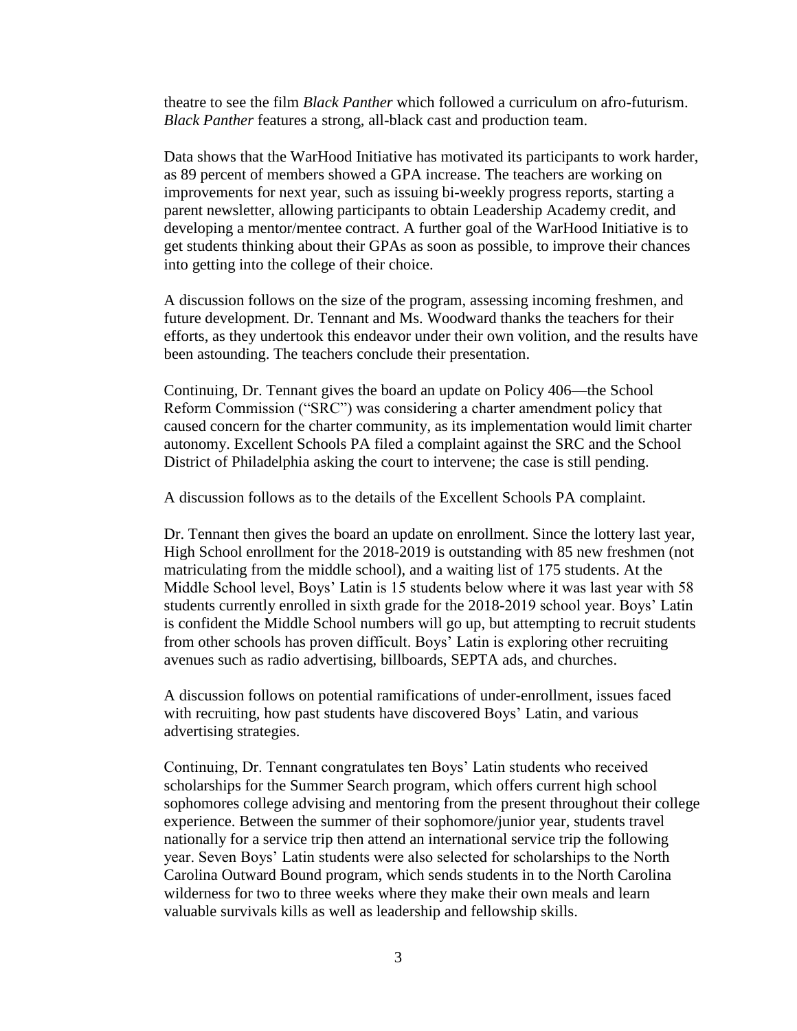theatre to see the film *Black Panther* which followed a curriculum on afro-futurism. *Black Panther* features a strong, all-black cast and production team.

Data shows that the WarHood Initiative has motivated its participants to work harder, as 89 percent of members showed a GPA increase. The teachers are working on improvements for next year, such as issuing bi-weekly progress reports, starting a parent newsletter, allowing participants to obtain Leadership Academy credit, and developing a mentor/mentee contract. A further goal of the WarHood Initiative is to get students thinking about their GPAs as soon as possible, to improve their chances into getting into the college of their choice.

A discussion follows on the size of the program, assessing incoming freshmen, and future development. Dr. Tennant and Ms. Woodward thanks the teachers for their efforts, as they undertook this endeavor under their own volition, and the results have been astounding. The teachers conclude their presentation.

Continuing, Dr. Tennant gives the board an update on Policy 406—the School Reform Commission ("SRC") was considering a charter amendment policy that caused concern for the charter community, as its implementation would limit charter autonomy. Excellent Schools PA filed a complaint against the SRC and the School District of Philadelphia asking the court to intervene; the case is still pending.

A discussion follows as to the details of the Excellent Schools PA complaint.

Dr. Tennant then gives the board an update on enrollment. Since the lottery last year, High School enrollment for the 2018-2019 is outstanding with 85 new freshmen (not matriculating from the middle school), and a waiting list of 175 students. At the Middle School level, Boys' Latin is 15 students below where it was last year with 58 students currently enrolled in sixth grade for the 2018-2019 school year. Boys' Latin is confident the Middle School numbers will go up, but attempting to recruit students from other schools has proven difficult. Boys' Latin is exploring other recruiting avenues such as radio advertising, billboards, SEPTA ads, and churches.

A discussion follows on potential ramifications of under-enrollment, issues faced with recruiting, how past students have discovered Boys' Latin, and various advertising strategies.

Continuing, Dr. Tennant congratulates ten Boys' Latin students who received scholarships for the Summer Search program, which offers current high school sophomores college advising and mentoring from the present throughout their college experience. Between the summer of their sophomore/junior year, students travel nationally for a service trip then attend an international service trip the following year. Seven Boys' Latin students were also selected for scholarships to the North Carolina Outward Bound program, which sends students in to the North Carolina wilderness for two to three weeks where they make their own meals and learn valuable survivals kills as well as leadership and fellowship skills.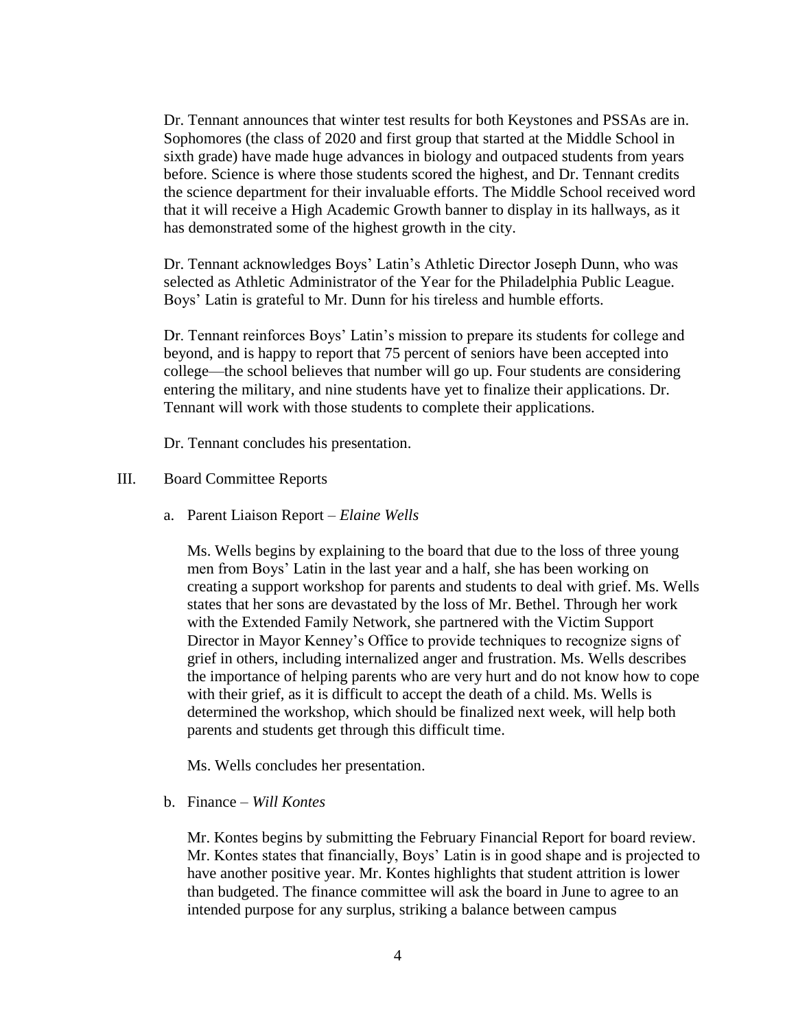Dr. Tennant announces that winter test results for both Keystones and PSSAs are in. Sophomores (the class of 2020 and first group that started at the Middle School in sixth grade) have made huge advances in biology and outpaced students from years before. Science is where those students scored the highest, and Dr. Tennant credits the science department for their invaluable efforts. The Middle School received word that it will receive a High Academic Growth banner to display in its hallways, as it has demonstrated some of the highest growth in the city.

Dr. Tennant acknowledges Boys' Latin's Athletic Director Joseph Dunn, who was selected as Athletic Administrator of the Year for the Philadelphia Public League. Boys' Latin is grateful to Mr. Dunn for his tireless and humble efforts.

Dr. Tennant reinforces Boys' Latin's mission to prepare its students for college and beyond, and is happy to report that 75 percent of seniors have been accepted into college—the school believes that number will go up. Four students are considering entering the military, and nine students have yet to finalize their applications. Dr. Tennant will work with those students to complete their applications.

Dr. Tennant concludes his presentation.

## III. Board Committee Reports

### a. Parent Liaison Report – *Elaine Wells*

Ms. Wells begins by explaining to the board that due to the loss of three young men from Boys' Latin in the last year and a half, she has been working on creating a support workshop for parents and students to deal with grief. Ms. Wells states that her sons are devastated by the loss of Mr. Bethel. Through her work with the Extended Family Network, she partnered with the Victim Support Director in Mayor Kenney's Office to provide techniques to recognize signs of grief in others, including internalized anger and frustration. Ms. Wells describes the importance of helping parents who are very hurt and do not know how to cope with their grief, as it is difficult to accept the death of a child. Ms. Wells is determined the workshop, which should be finalized next week, will help both parents and students get through this difficult time.

Ms. Wells concludes her presentation.

### b. Finance – *Will Kontes*

Mr. Kontes begins by submitting the February Financial Report for board review. Mr. Kontes states that financially, Boys' Latin is in good shape and is projected to have another positive year. Mr. Kontes highlights that student attrition is lower than budgeted. The finance committee will ask the board in June to agree to an intended purpose for any surplus, striking a balance between campus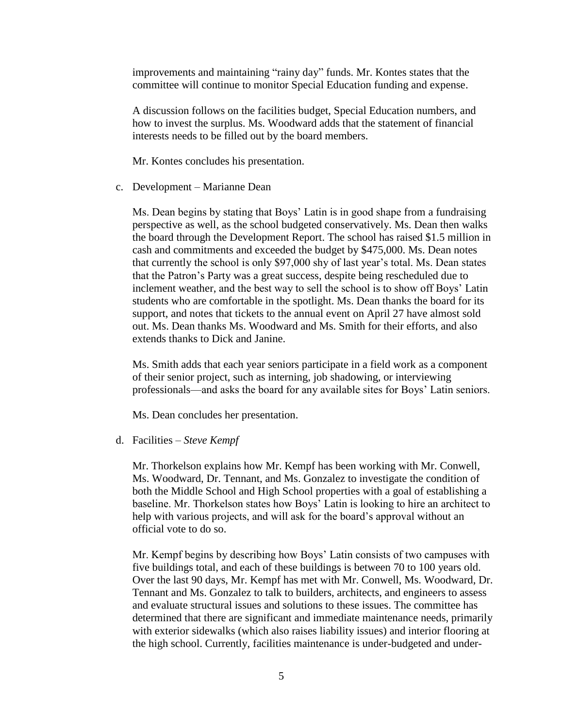improvements and maintaining "rainy day" funds. Mr. Kontes states that the committee will continue to monitor Special Education funding and expense.

A discussion follows on the facilities budget, Special Education numbers, and how to invest the surplus. Ms. Woodward adds that the statement of financial interests needs to be filled out by the board members.

Mr. Kontes concludes his presentation.

c. Development – Marianne Dean

Ms. Dean begins by stating that Boys' Latin is in good shape from a fundraising perspective as well, as the school budgeted conservatively. Ms. Dean then walks the board through the Development Report. The school has raised $1.5 million in cash and commitments and exceeded the budget by $475,000. Ms. Dean notes that currently the school is only $97,000 shy of last year's total. Ms. Dean states that the Patron's Party was a great success, despite being rescheduled due to inclement weather, and the best way to sell the school is to show off Boys' Latin students who are comfortable in the spotlight. Ms. Dean thanks the board for its support, and notes that tickets to the annual event on April 27 have almost sold out. Ms. Dean thanks Ms. Woodward and Ms. Smith for their efforts, and also extends thanks to Dick and Janine.

Ms. Smith adds that each year seniors participate in a field work as a component of their senior project, such as interning, job shadowing, or interviewing professionals—and asks the board for any available sites for Boys' Latin seniors.

Ms. Dean concludes her presentation.

d. Facilities – *Steve Kempf*

Mr. Thorkelson explains how Mr. Kempf has been working with Mr. Conwell, Ms. Woodward, Dr. Tennant, and Ms. Gonzalez to investigate the condition of both the Middle School and High School properties with a goal of establishing a baseline. Mr. Thorkelson states how Boys' Latin is looking to hire an architect to help with various projects, and will ask for the board's approval without an official vote to do so.

Mr. Kempf begins by describing how Boys' Latin consists of two campuses with five buildings total, and each of these buildings is between 70 to 100 years old. Over the last 90 days, Mr. Kempf has met with Mr. Conwell, Ms. Woodward, Dr. Tennant and Ms. Gonzalez to talk to builders, architects, and engineers to assess and evaluate structural issues and solutions to these issues. The committee has determined that there are significant and immediate maintenance needs, primarily with exterior sidewalks (which also raises liability issues) and interior flooring at the high school. Currently, facilities maintenance is under-budgeted and under-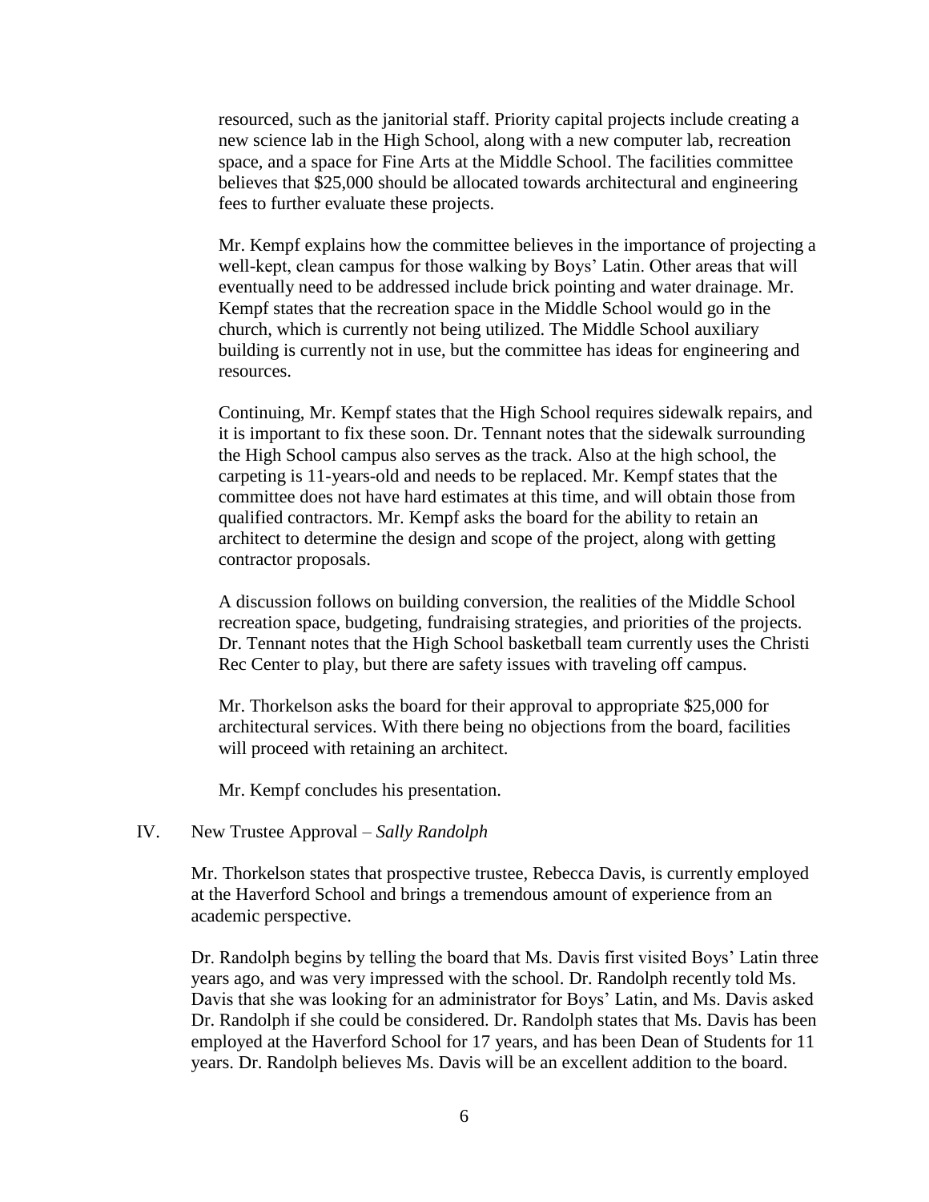resourced, such as the janitorial staff. Priority capital projects include creating a new science lab in the High School, along with a new computer lab, recreation space, and a space for Fine Arts at the Middle School. The facilities committee believes that $25,000 should be allocated towards architectural and engineering fees to further evaluate these projects.

Mr. Kempf explains how the committee believes in the importance of projecting a well-kept, clean campus for those walking by Boys' Latin. Other areas that will eventually need to be addressed include brick pointing and water drainage. Mr. Kempf states that the recreation space in the Middle School would go in the church, which is currently not being utilized. The Middle School auxiliary building is currently not in use, but the committee has ideas for engineering and resources.

Continuing, Mr. Kempf states that the High School requires sidewalk repairs, and it is important to fix these soon. Dr. Tennant notes that the sidewalk surrounding the High School campus also serves as the track. Also at the high school, the carpeting is 11-years-old and needs to be replaced. Mr. Kempf states that the committee does not have hard estimates at this time, and will obtain those from qualified contractors. Mr. Kempf asks the board for the ability to retain an architect to determine the design and scope of the project, along with getting contractor proposals.

A discussion follows on building conversion, the realities of the Middle School recreation space, budgeting, fundraising strategies, and priorities of the projects. Dr. Tennant notes that the High School basketball team currently uses the Christi Rec Center to play, but there are safety issues with traveling off campus.

Mr. Thorkelson asks the board for their approval to appropriate $25,000 for architectural services. With there being no objections from the board, facilities will proceed with retaining an architect.

Mr. Kempf concludes his presentation.

IV. New Trustee Approval – *Sally Randolph*

Mr. Thorkelson states that prospective trustee, Rebecca Davis, is currently employed at the Haverford School and brings a tremendous amount of experience from an academic perspective.

Dr. Randolph begins by telling the board that Ms. Davis first visited Boys' Latin three years ago, and was very impressed with the school. Dr. Randolph recently told Ms. Davis that she was looking for an administrator for Boys' Latin, and Ms. Davis asked Dr. Randolph if she could be considered. Dr. Randolph states that Ms. Davis has been employed at the Haverford School for 17 years, and has been Dean of Students for 11 years. Dr. Randolph believes Ms. Davis will be an excellent addition to the board.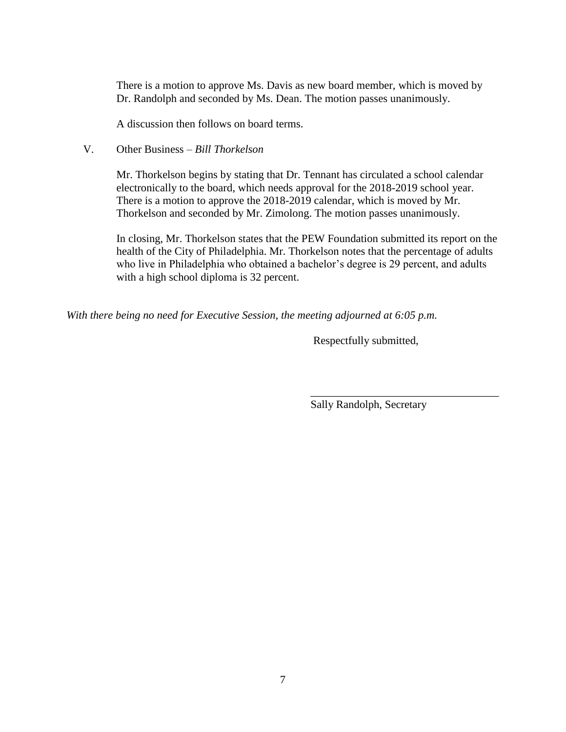There is a motion to approve Ms. Davis as new board member, which is moved by Dr. Randolph and seconded by Ms. Dean. The motion passes unanimously.

A discussion then follows on board terms.

V. Other Business – *Bill Thorkelson*

Mr. Thorkelson begins by stating that Dr. Tennant has circulated a school calendar electronically to the board, which needs approval for the 2018-2019 school year. There is a motion to approve the 2018-2019 calendar, which is moved by Mr. Thorkelson and seconded by Mr. Zimolong. The motion passes unanimously.

In closing, Mr. Thorkelson states that the PEW Foundation submitted its report on the health of the City of Philadelphia. Mr. Thorkelson notes that the percentage of adults who live in Philadelphia who obtained a bachelor's degree is 29 percent, and adults with a high school diploma is 32 percent.

*With there being no need for Executive Session, the meeting adjourned at 6:05 p.m.*

Respectfully submitted,

___________________________________

Sally Randolph, Secretary